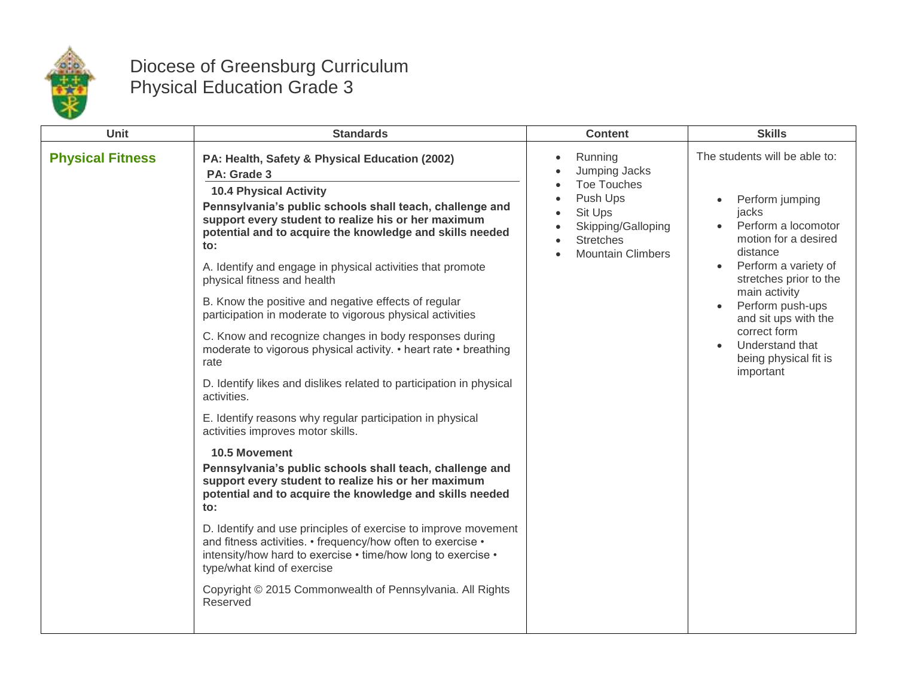# Diocese of Greensburg Curriculum
# Physical Education Grade 3

| Unit | Standards | Content | Skills |
|---|---|---|---|
| **Physical Fitness** | **PA: Health, Safety & Physical Education (2002)**<br>**PA: Grade 3**<br>**10.4 Physical Activity**<br>**Pennsylvania's public schools shall teach, challenge and support every student to realize his or her maximum potential and to acquire the knowledge and skills needed to:**<br>A. Identify and engage in physical activities that promote physical fitness and health<br>B. Know the positive and negative effects of regular participation in moderate to vigorous physical activities<br>C. Know and recognize changes in body responses during moderate to vigorous physical activity. • heart rate • breathing rate<br>D. Identify likes and dislikes related to participation in physical activities.<br>E. Identify reasons why regular participation in physical activities improves motor skills.<br>**10.5 Movement**<br>**Pennsylvania's public schools shall teach, challenge and support every student to realize his or her maximum potential and to acquire the knowledge and skills needed to:**<br>D. Identify and use principles of exercise to improve movement and fitness activities. • frequency/how often to exercise • intensity/how hard to exercise • time/how long to exercise • type/what kind of exercise<br>Copyright © 2015 Commonwealth of Pennsylvania. All Rights Reserved | • Running<br>• Jumping Jacks<br>• Toe Touches<br>• Push Ups<br>• Sit Ups<br>• Skipping/Galloping<br>• Stretches<br>• Mountain Climbers | The students will be able to:<br>• Perform jumping jacks<br>• Perform a locomotor motion for a desired distance<br>• Perform a variety of stretches prior to the main activity<br>• Perform push-ups and sit ups with the correct form<br>• Understand that being physical fit is important |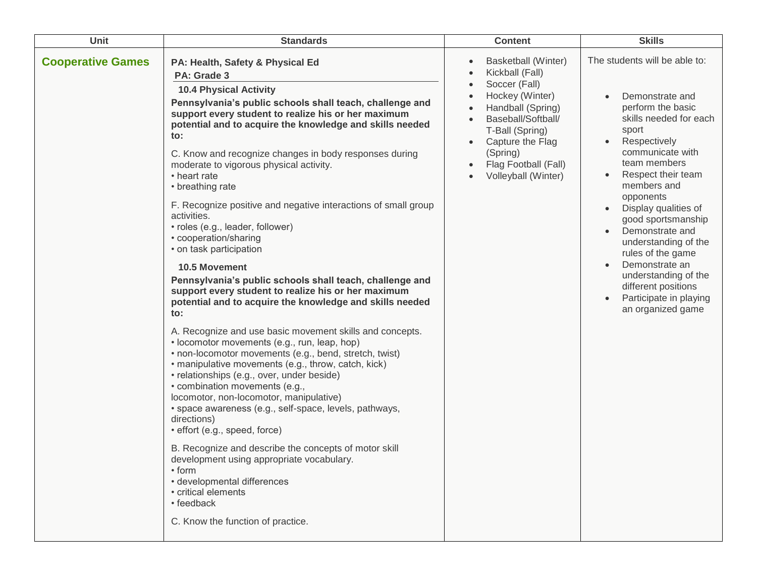| Unit | Standards | Content | Skills |
| --- | --- | --- | --- |
| **Cooperative Games** | **PA: Health, Safety & Physical Ed**<br>**PA: Grade 3**<br>**10.4 Physical Activity**<br>**Pennsylvania's public schools shall teach, challenge and support every student to realize his or her maximum potential and to acquire the knowledge and skills needed to:**<br>C. Know and recognize changes in body responses during moderate to vigorous physical activity.<br>• heart rate<br>• breathing rate<br>F. Recognize positive and negative interactions of small group activities.<br>• roles (e.g., leader, follower)<br>• cooperation/sharing<br>• on task participation<br>**10.5 Movement**<br>**Pennsylvania's public schools shall teach, challenge and support every student to realize his or her maximum potential and to acquire the knowledge and skills needed to:**<br>A. Recognize and use basic movement skills and concepts.<br>• locomotor movements (e.g., run, leap, hop)<br>• non-locomotor movements (e.g., bend, stretch, twist)<br>• manipulative movements (e.g., throw, catch, kick)<br>• relationships (e.g., over, under beside)<br>• combination movements (e.g., locomotor, non-locomotor, manipulative)<br>• space awareness (e.g., self-space, levels, pathways, directions)<br>• effort (e.g., speed, force)<br>B. Recognize and describe the concepts of motor skill development using appropriate vocabulary.<br>• form<br>• developmental differences<br>• critical elements<br>• feedback<br>C. Know the function of practice. | • Basketball (Winter)<br>• Kickball (Fall)<br>• Soccer (Fall)<br>• Hockey (Winter)<br>• Handball (Spring)<br>• Baseball/Softball/ T-Ball (Spring)<br>• Capture the Flag (Spring)<br>• Flag Football (Fall)<br>• Volleyball (Winter) | The students will be able to:<br>• Demonstrate and perform the basic skills needed for each sport<br>• Respectively communicate with team members<br>• Respect their team members and opponents<br>• Display qualities of good sportsmanship<br>• Demonstrate and understanding of the rules of the game<br>• Demonstrate an understanding of the different positions<br>• Participate in playing an organized game |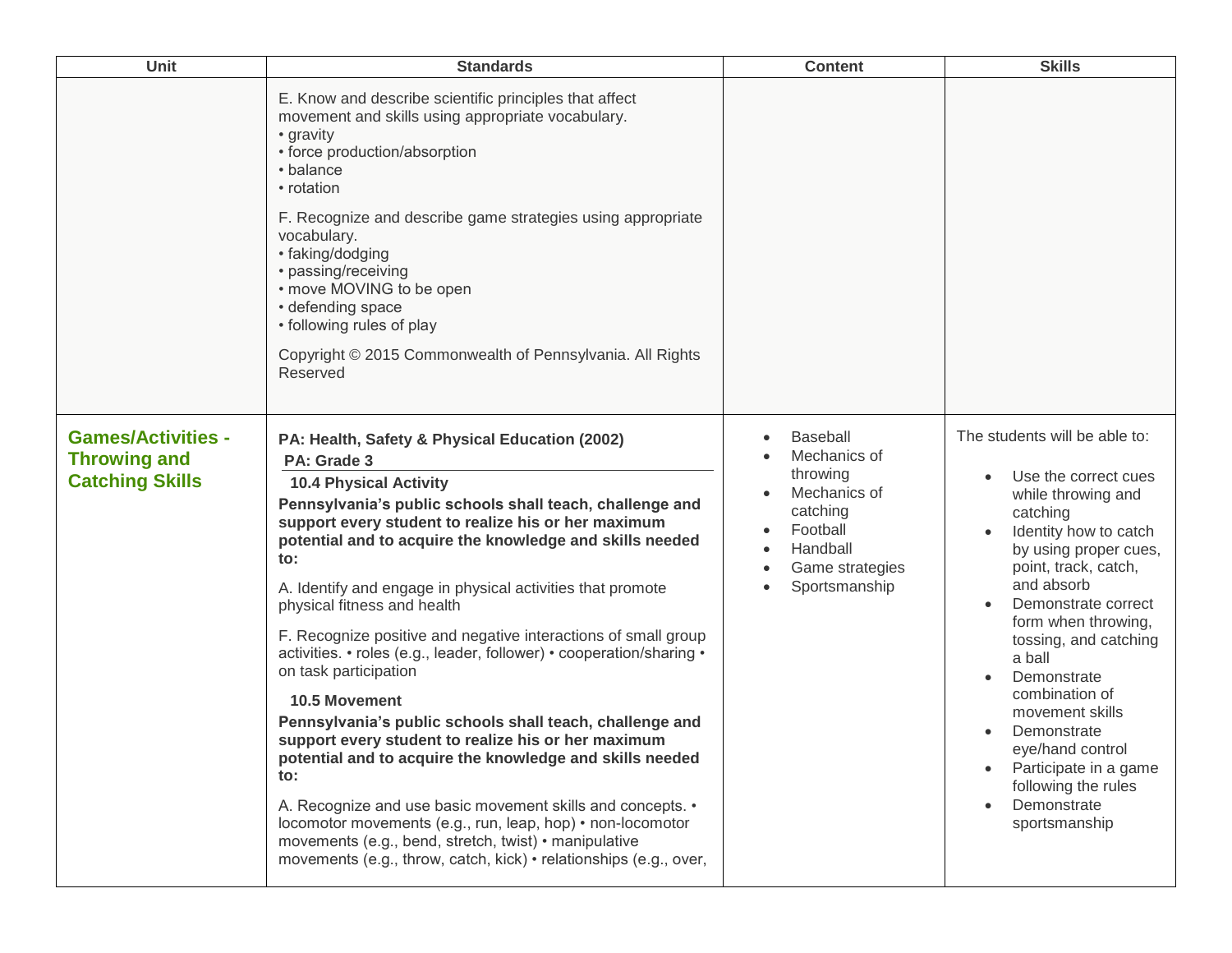| Unit | Standards | Content | Skills |
|---|---|---|---|
| | E. Know and describe scientific principles that affect movement and skills using appropriate vocabulary.<br>• gravity<br>• force production/absorption<br>• balance<br>• rotation<br><br>F. Recognize and describe game strategies using appropriate vocabulary.<br>• faking/dodging<br>• passing/receiving<br>• move MOVING to be open<br>• defending space<br>• following rules of play<br><br>Copyright © 2015 Commonwealth of Pennsylvania. All Rights Reserved | | |
| **Games/Activities - Throwing and Catching Skills** | **PA: Health, Safety & Physical Education (2002)**<br>**PA: Grade 3**<br>**10.4 Physical Activity**<br>**Pennsylvania's public schools shall teach, challenge and support every student to realize his or her maximum potential and to acquire the knowledge and skills needed to:**<br><br>A. Identify and engage in physical activities that promote physical fitness and health<br><br>F. Recognize positive and negative interactions of small group activities. • roles (e.g., leader, follower) • cooperation/sharing • on task participation<br><br>**10.5 Movement**<br>**Pennsylvania's public schools shall teach, challenge and support every student to realize his or her maximum potential and to acquire the knowledge and skills needed to:**<br><br>A. Recognize and use basic movement skills and concepts. • locomotor movements (e.g., run, leap, hop) • non-locomotor movements (e.g., bend, stretch, twist) • manipulative movements (e.g., throw, catch, kick) • relationships (e.g., over, | • Baseball<br>• Mechanics of throwing<br>• Mechanics of catching<br>• Football<br>• Handball<br>• Game strategies<br>• Sportsmanship | The students will be able to:<br><br>• Use the correct cues while throwing and catching<br>• Identity how to catch by using proper cues, point, track, catch, and absorb<br>• Demonstrate correct form when throwing, tossing, and catching a ball<br>• Demonstrate combination of movement skills<br>• Demonstrate eye/hand control<br>• Participate in a game following the rules<br>• Demonstrate sportsmanship |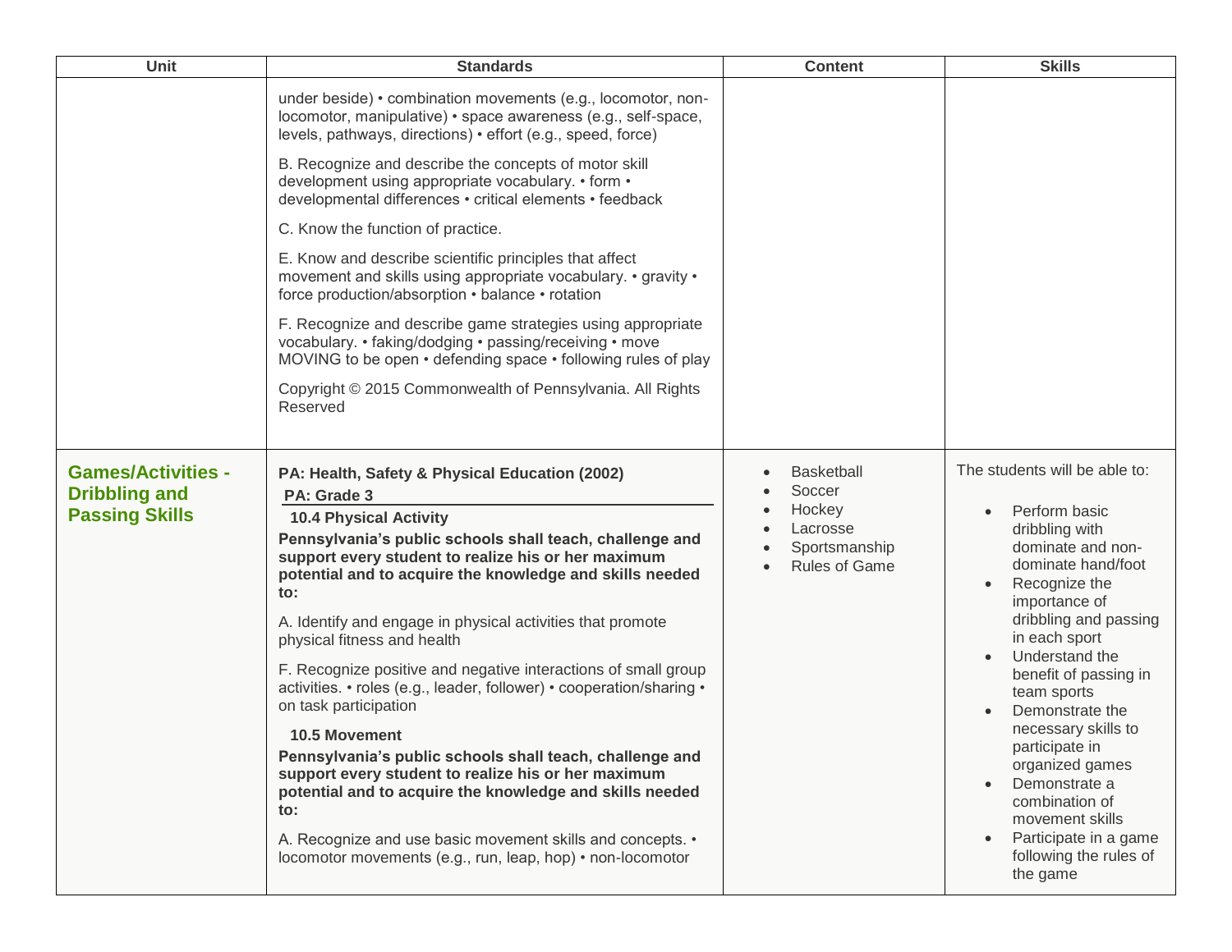| Unit | Standards | Content | Skills |
| --- | --- | --- | --- |
| | under beside) • combination movements (e.g., locomotor, non-locomotor, manipulative) • space awareness (e.g., self-space, levels, pathways, directions) • effort (e.g., speed, force)<br><br>B. Recognize and describe the concepts of motor skill development using appropriate vocabulary. • form • developmental differences • critical elements • feedback<br><br>C. Know the function of practice.<br><br>E. Know and describe scientific principles that affect movement and skills using appropriate vocabulary. • gravity • force production/absorption • balance • rotation<br><br>F. Recognize and describe game strategies using appropriate vocabulary. • faking/dodging • passing/receiving • move MOVING to be open • defending space • following rules of play<br><br>Copyright © 2015 Commonwealth of Pennsylvania. All Rights Reserved | | |
| **Games/Activities - Dribbling and Passing Skills** | **PA: Health, Safety & Physical Education (2002)**<br>**PA: Grade 3**<br>**10.4 Physical Activity**<br>**Pennsylvania's public schools shall teach, challenge and support every student to realize his or her maximum potential and to acquire the knowledge and skills needed to:**<br><br>A. Identify and engage in physical activities that promote physical fitness and health<br><br>F. Recognize positive and negative interactions of small group activities. • roles (e.g., leader, follower) • cooperation/sharing • on task participation<br><br>**10.5 Movement**<br>**Pennsylvania's public schools shall teach, challenge and support every student to realize his or her maximum potential and to acquire the knowledge and skills needed to:**<br><br>A. Recognize and use basic movement skills and concepts. • locomotor movements (e.g., run, leap, hop) • non-locomotor | • Basketball<br>• Soccer<br>• Hockey<br>• Lacrosse<br>• Sportsmanship<br>• Rules of Game | The students will be able to:<br><br>• Perform basic dribbling with dominate and non-dominate hand/foot<br>• Recognize the importance of dribbling and passing in each sport<br>• Understand the benefit of passing in team sports<br>• Demonstrate the necessary skills to participate in organized games<br>• Demonstrate a combination of movement skills<br>• Participate in a game following the rules of the game |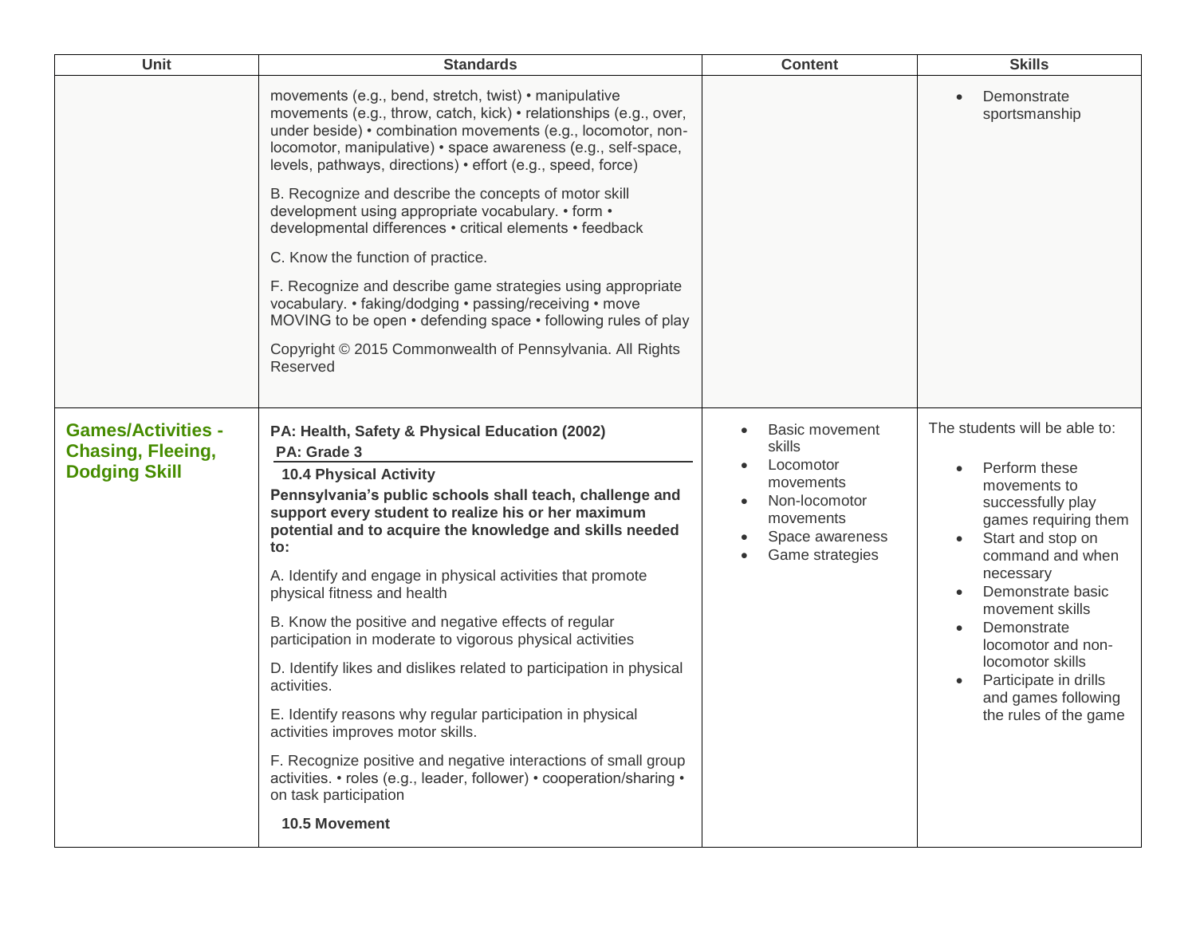| Unit | Standards | Content | Skills |
| --- | --- | --- | --- |
| | movements (e.g., bend, stretch, twist) • manipulative movements (e.g., throw, catch, kick) • relationships (e.g., over, under beside) • combination movements (e.g., locomotor, non-locomotor, manipulative) • space awareness (e.g., self-space, levels, pathways, directions) • effort (e.g., speed, force)<br><br>B. Recognize and describe the concepts of motor skill development using appropriate vocabulary. • form • developmental differences • critical elements • feedback<br><br>C. Know the function of practice.<br><br>F. Recognize and describe game strategies using appropriate vocabulary. • faking/dodging • passing/receiving • move MOVING to be open • defending space • following rules of play<br><br>Copyright © 2015 Commonwealth of Pennsylvania. All Rights Reserved | | • Demonstrate sportsmanship |
| **Games/Activities - Chasing, Fleeing, Dodging Skill** | **PA: Health, Safety & Physical Education (2002)**<br>**PA: Grade 3**<br>**10.4 Physical Activity**<br>**Pennsylvania's public schools shall teach, challenge and support every student to realize his or her maximum potential and to acquire the knowledge and skills needed to:**<br><br>A. Identify and engage in physical activities that promote physical fitness and health<br><br>B. Know the positive and negative effects of regular participation in moderate to vigorous physical activities<br><br>D. Identify likes and dislikes related to participation in physical activities.<br><br>E. Identify reasons why regular participation in physical activities improves motor skills.<br><br>F. Recognize positive and negative interactions of small group activities. • roles (e.g., leader, follower) • cooperation/sharing • on task participation<br><br>**10.5 Movement** | • Basic movement skills<br>• Locomotor movements<br>• Non-locomotor movements<br>• Space awareness<br>• Game strategies | The students will be able to:<br><br>• Perform these movements to successfully play games requiring them<br>• Start and stop on command and when necessary<br>• Demonstrate basic movement skills<br>• Demonstrate locomotor and non-locomotor skills<br>• Participate in drills and games following the rules of the game |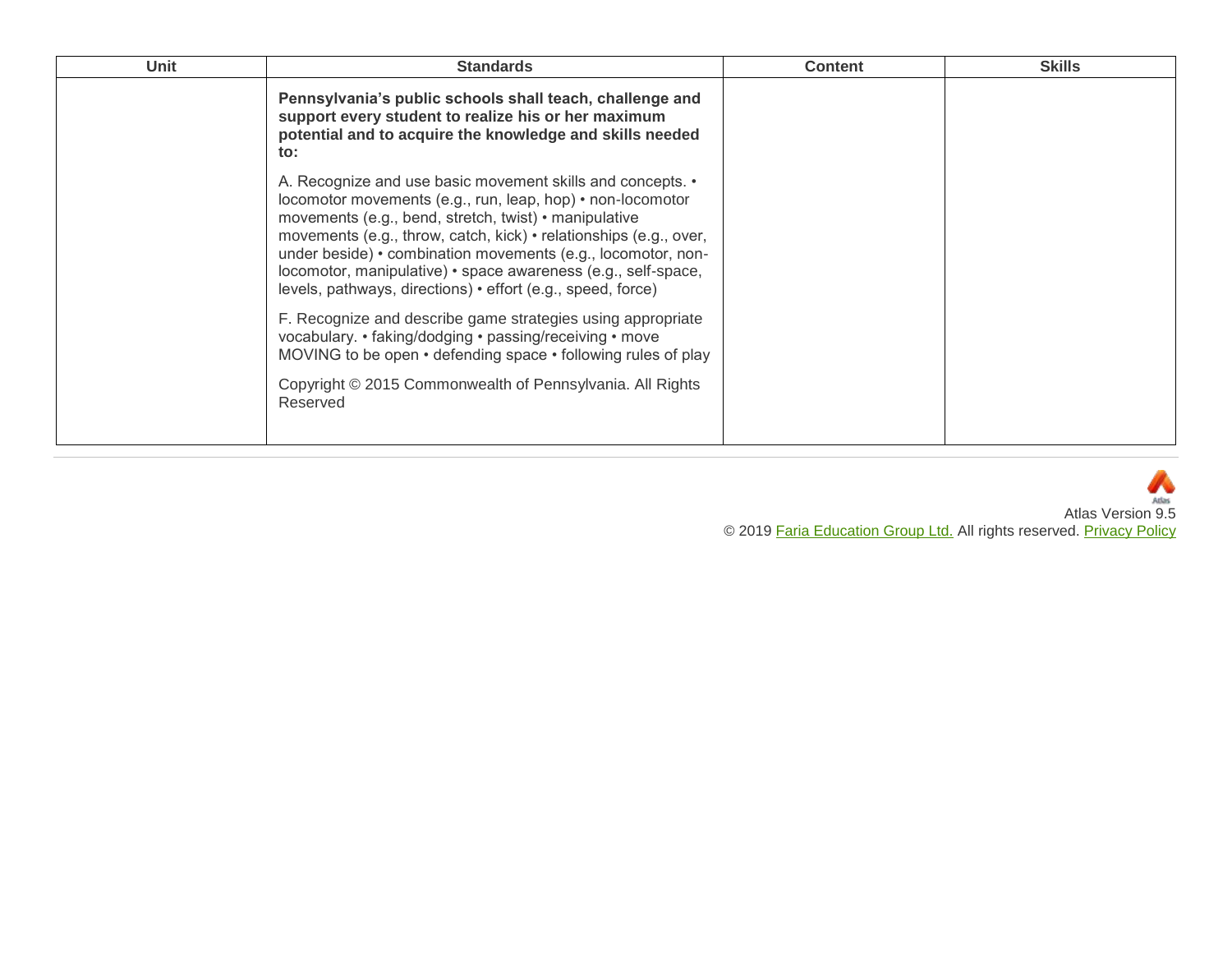| Unit | Standards | Content | Skills |
| --- | --- | --- | --- |
| | **Pennsylvania's public schools shall teach, challenge and support every student to realize his or her maximum potential and to acquire the knowledge and skills needed to:**<br><br>A. Recognize and use basic movement skills and concepts. • locomotor movements (e.g., run, leap, hop) • non-locomotor movements (e.g., bend, stretch, twist) • manipulative movements (e.g., throw, catch, kick) • relationships (e.g., over, under beside) • combination movements (e.g., locomotor, non-locomotor, manipulative) • space awareness (e.g., self-space, levels, pathways, directions) • effort (e.g., speed, force)<br><br>F. Recognize and describe game strategies using appropriate vocabulary. • faking/dodging • passing/receiving • move MOVING to be open • defending space • following rules of play<br><br>Copyright © 2015 Commonwealth of Pennsylvania. All Rights Reserved | | |

Atlas Version 9.5
© 2019 Faria Education Group Ltd. All rights reserved. Privacy Policy